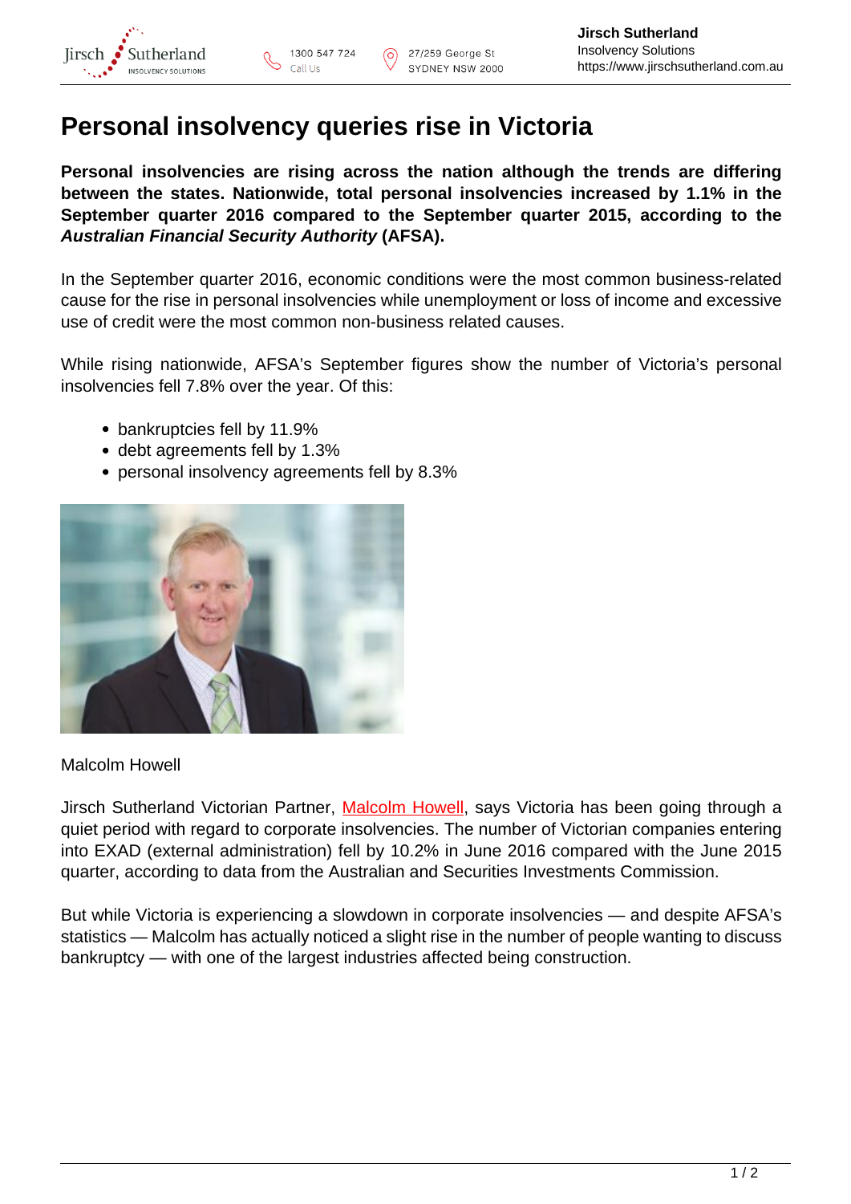# Personal insolvency queries rise in Victoria

**Personal insolvencies are rising across the nation although the trends are differing between the states. Nationwide, total personal insolvencies increased by 1.1% in the September quarter 2016 compared to the September quarter 2015, according to the *Australian Financial Security Authority* (AFSA).**

In the September quarter 2016, economic conditions were the most common business-related cause for the rise in personal insolvencies while unemployment or loss of income and excessive use of credit were the most common non-business related causes.

While rising nationwide, AFSA's September figures show the number of Victoria's personal insolvencies fell 7.8% over the year. Of this:

- bankruptcies fell by 11.9%
- debt agreements fell by 1.3%
- personal insolvency agreements fell by 8.3%

Malcolm Howell

Jirsch Sutherland Victorian Partner, Malcolm Howell, says Victoria has been going through a quiet period with regard to corporate insolvencies. The number of Victorian companies entering into EXAD (external administration) fell by 10.2% in June 2016 compared with the June 2015 quarter, according to data from the Australian and Securities Investments Commission.

But while Victoria is experiencing a slowdown in corporate insolvencies — and despite AFSA's statistics — Malcolm has actually noticed a slight rise in the number of people wanting to discuss bankruptcy — with one of the largest industries affected being construction.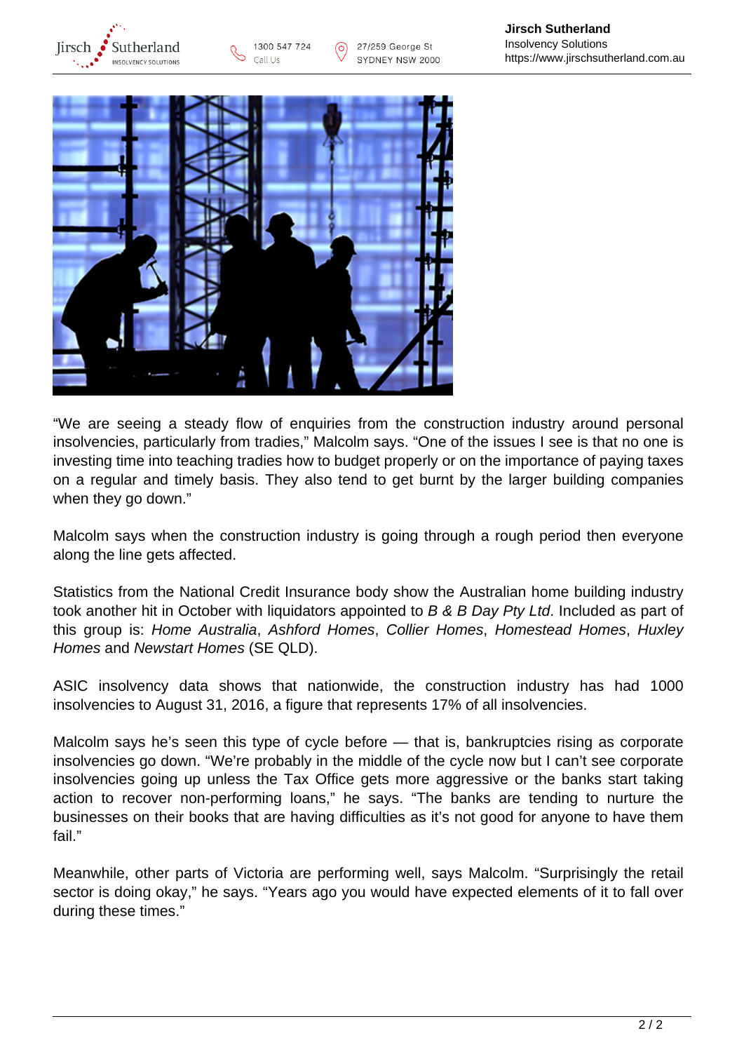"We are seeing a steady flow of enquiries from the construction industry around personal insolvencies, particularly from tradies," Malcolm says. "One of the issues I see is that no one is investing time into teaching tradies how to budget properly or on the importance of paying taxes on a regular and timely basis. They also tend to get burnt by the larger building companies when they go down."

Malcolm says when the construction industry is going through a rough period then everyone along the line gets affected.

Statistics from the National Credit Insurance body show the Australian home building industry took another hit in October with liquidators appointed to *B & B Day Pty Ltd*. Included as part of this group is: *Home Australia*, *Ashford Homes*, *Collier Homes*, *Homestead Homes*, *Huxley Homes* and *Newstart Homes* (SE QLD).

ASIC insolvency data shows that nationwide, the construction industry has had 1000 insolvencies to August 31, 2016, a figure that represents 17% of all insolvencies.

Malcolm says he's seen this type of cycle before — that is, bankruptcies rising as corporate insolvencies go down. "We're probably in the middle of the cycle now but I can't see corporate insolvencies going up unless the Tax Office gets more aggressive or the banks start taking action to recover non-performing loans," he says. "The banks are tending to nurture the businesses on their books that are having difficulties as it's not good for anyone to have them fail."

Meanwhile, other parts of Victoria are performing well, says Malcolm. "Surprisingly the retail sector is doing okay," he says. "Years ago you would have expected elements of it to fall over during these times."